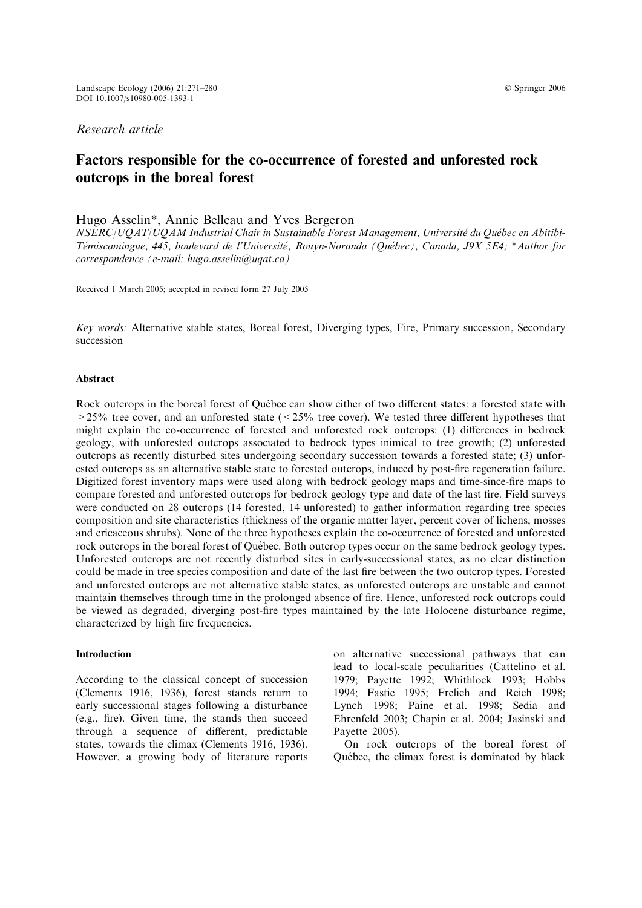*Research article*

# Factors responsible for the co-occurrence of forested and unforested rock outcrops in the boreal forest

Hugo Asselin*, Annie Belleau and Yves Bergeron

*NSERC/UQAT/UQAM Industrial Chair in Sustainable Forest Management, Université du Québec en Abitibi-Témiscamingue, 445, boulevard de l'Université, Rouyn-Noranda (Québec), Canada, J9X 5E4; *Author for correspondence (e-mail: hugo.asselin@uqat.ca)*

Received 1 March 2005; accepted in revised form 27 July 2005

*Key words:* Alternative stable states, Boreal forest, Diverging types, Fire, Primary succession, Secondary succession

## Abstract

Rock outcrops in the boreal forest of Québec can show either of two different states: a forested state with >25% tree cover, and an unforested state (<25% tree cover). We tested three different hypotheses that might explain the co-occurrence of forested and unforested rock outcrops: (1) differences in bedrock geology, with unforested outcrops associated to bedrock types inimical to tree growth; (2) unforested outcrops as recently disturbed sites undergoing secondary succession towards a forested state; (3) unforested outcrops as an alternative stable state to forested outcrops, induced by post-fire regeneration failure. Digitized forest inventory maps were used along with bedrock geology maps and time-since-fire maps to compare forested and unforested outcrops for bedrock geology type and date of the last fire. Field surveys were conducted on 28 outcrops (14 forested, 14 unforested) to gather information regarding tree species composition and site characteristics (thickness of the organic matter layer, percent cover of lichens, mosses and ericaceous shrubs). None of the three hypotheses explain the co-occurrence of forested and unforested rock outcrops in the boreal forest of Québec. Both outcrop types occur on the same bedrock geology types. Unforested outcrops are not recently disturbed sites in early-successional states, as no clear distinction could be made in tree species composition and date of the last fire between the two outcrop types. Forested and unforested outcrops are not alternative stable states, as unforested outcrops are unstable and cannot maintain themselves through time in the prolonged absence of fire. Hence, unforested rock outcrops could be viewed as degraded, diverging post-fire types maintained by the late Holocene disturbance regime, characterized by high fire frequencies.

## Introduction

According to the classical concept of succession (Clements 1916, 1936), forest stands return to early successional stages following a disturbance (e.g., fire). Given time, the stands then succeed through a sequence of different, predictable states, towards the climax (Clements 1916, 1936). However, a growing body of literature reports on alternative successional pathways that can lead to local-scale peculiarities (Cattelino et al. 1979; Payette 1992; Whithlock 1993; Hobbs 1994; Fastie 1995; Frelich and Reich 1998; Lynch 1998; Paine et al. 1998; Sedia and Ehrenfeld 2003; Chapin et al. 2004; Jasinski and Payette 2005).

On rock outcrops of the boreal forest of Québec, the climax forest is dominated by black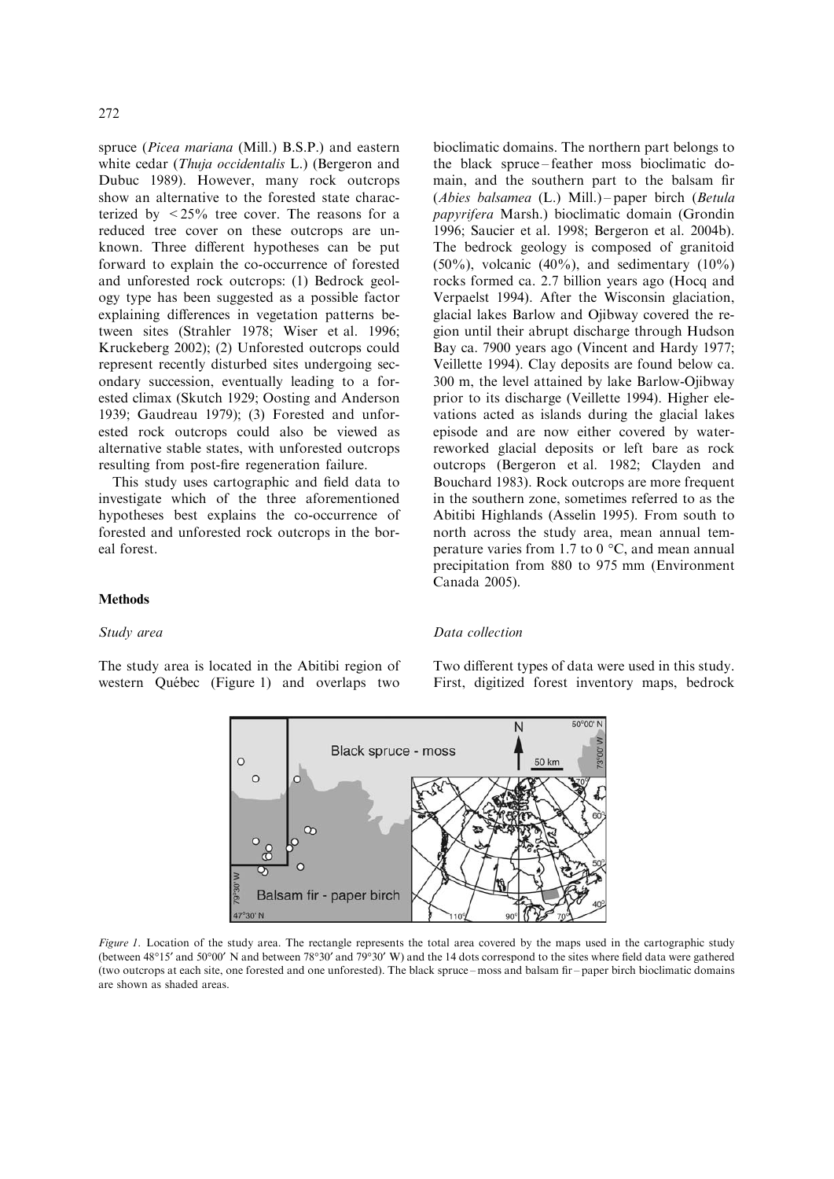spruce (*Picea mariana* (Mill.) B.S.P.) and eastern white cedar (*Thuja occidentalis* L.) (Bergeron and Dubuc 1989). However, many rock outcrops show an alternative to the forested state characterized by < 25% tree cover. The reasons for a reduced tree cover on these outcrops are unknown. Three different hypotheses can be put forward to explain the co-occurrence of forested and unforested rock outcrops: (1) Bedrock geology type has been suggested as a possible factor explaining differences in vegetation patterns between sites (Strahler 1978; Wiser et al. 1996; Kruckeberg 2002); (2) Unforested outcrops could represent recently disturbed sites undergoing secondary succession, eventually leading to a forested climax (Skutch 1929; Oosting and Anderson 1939; Gaudreau 1979); (3) Forested and unforested rock outcrops could also be viewed as alternative stable states, with unforested outcrops resulting from post-fire regeneration failure.

This study uses cartographic and field data to investigate which of the three aforementioned hypotheses best explains the co-occurrence of forested and unforested rock outcrops in the boreal forest.

## Methods

### Study area

The study area is located in the Abitibi region of western Québec (Figure 1) and overlaps two bioclimatic domains. The northern part belongs to the black spruce – feather moss bioclimatic domain, and the southern part to the balsam fir (*Abies balsamea* (L.) Mill.) – paper birch (*Betula papyrifera* Marsh.) bioclimatic domain (Grondin 1996; Saucier et al. 1998; Bergeron et al. 2004b). The bedrock geology is composed of granitoid (50%), volcanic (40%), and sedimentary (10%) rocks formed ca. 2.7 billion years ago (Hocq and Verpaelst 1994). After the Wisconsin glaciation, glacial lakes Barlow and Ojibway covered the region until their abrupt discharge through Hudson Bay ca. 7900 years ago (Vincent and Hardy 1977; Veillette 1994). Clay deposits are found below ca. 300 m, the level attained by lake Barlow-Ojibway prior to its discharge (Veillette 1994). Higher elevations acted as islands during the glacial lakes episode and are now either covered by water-reworked glacial deposits or left bare as rock outcrops (Bergeron et al. 1982; Clayden and Bouchard 1983). Rock outcrops are more frequent in the southern zone, sometimes referred to as the Abitibi Highlands (Asselin 1995). From south to north across the study area, mean annual temperature varies from 1.7 to 0 °C, and mean annual precipitation from 880 to 975 mm (Environment Canada 2005).

### Data collection

Two different types of data were used in this study. First, digitized forest inventory maps, bedrock

*Figure 1*. Location of the study area. The rectangle represents the total area covered by the maps used in the cartographic study (between 48°15′ and 50°00′ N and between 78°30′ and 79°30′ W) and the 14 dots correspond to the sites where field data were gathered (two outcrops at each site, one forested and one unforested). The black spruce – moss and balsam fir – paper birch bioclimatic domains are shown as shaded areas.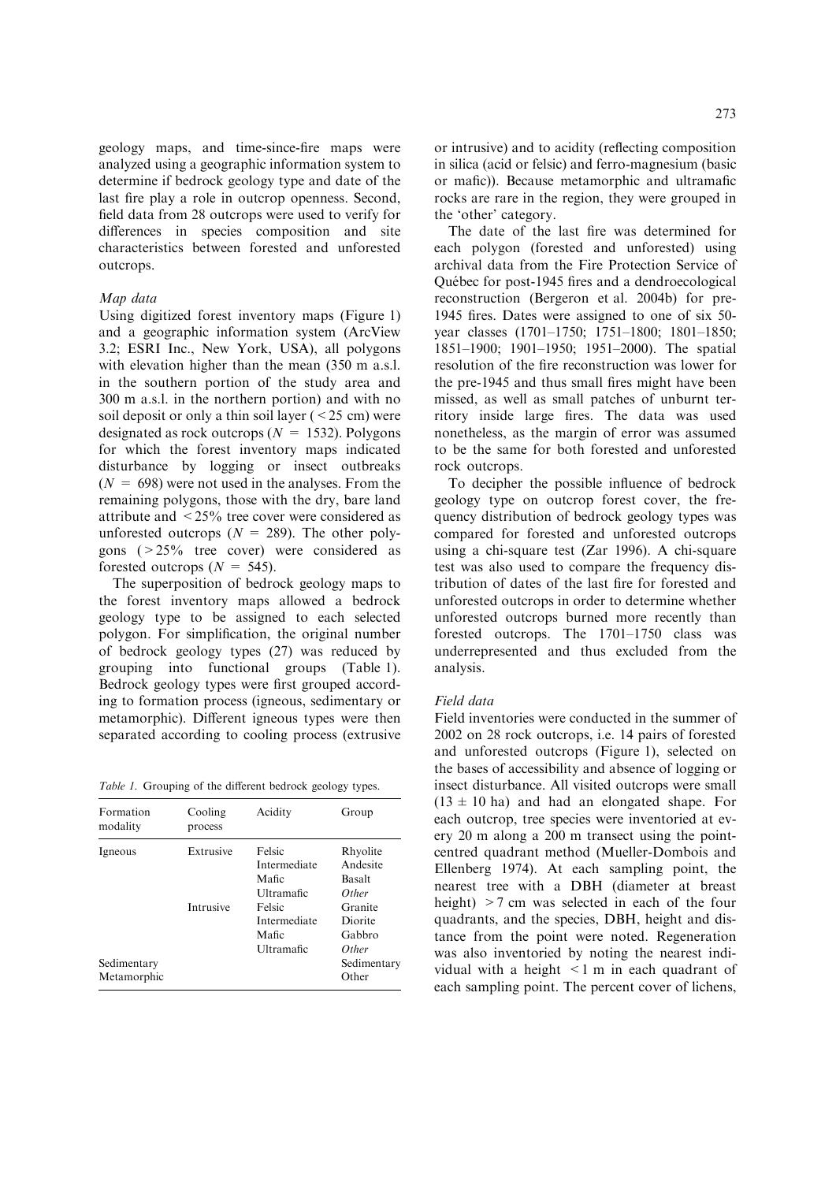geology maps, and time-since-fire maps were analyzed using a geographic information system to determine if bedrock geology type and date of the last fire play a role in outcrop openness. Second, field data from 28 outcrops were used to verify for differences in species composition and site characteristics between forested and unforested outcrops.

### *Map data*

Using digitized forest inventory maps (Figure 1) and a geographic information system (ArcView 3.2; ESRI Inc., New York, USA), all polygons with elevation higher than the mean (350 m a.s.l. in the southern portion of the study area and 300 m a.s.l. in the northern portion) and with no soil deposit or only a thin soil layer (< 25 cm) were designated as rock outcrops ($N = 1532$). Polygons for which the forest inventory maps indicated disturbance by logging or insect outbreaks ($N = 698$) were not used in the analyses. From the remaining polygons, those with the dry, bare land attribute and < 25% tree cover were considered as unforested outcrops ($N = 289$). The other polygons (> 25% tree cover) were considered as forested outcrops ($N = 545$).

The superposition of bedrock geology maps to the forest inventory maps allowed a bedrock geology type to be assigned to each selected polygon. For simplification, the original number of bedrock geology types (27) was reduced by grouping into functional groups (Table 1). Bedrock geology types were first grouped according to formation process (igneous, sedimentary or metamorphic). Different igneous types were then separated according to cooling process (extrusive or intrusive) and to acidity (reflecting composition in silica (acid or felsic) and ferro-magnesium (basic or mafic)). Because metamorphic and ultramafic rocks are rare in the region, they were grouped in the 'other' category.

*Table 1.* Grouping of the different bedrock geology types.

| Formation modality | Cooling process | Acidity | Group |
|---|---|---|---|
| Igneous | Extrusive | Felsic | Rhyolite |
| | | Intermediate | Andesite |
| | | Mafic | Basalt |
| | | Ultramafic | *Other* |
| | Intrusive | Felsic | Granite |
| | | Intermediate | Diorite |
| | | Mafic | Gabbro |
| | | Ultramafic | *Other* |
| Sedimentary | | | Sedimentary |
| Metamorphic | | | Other |

The date of the last fire was determined for each polygon (forested and unforested) using archival data from the Fire Protection Service of Québec for post-1945 fires and a dendroecological reconstruction (Bergeron et al. 2004b) for pre-1945 fires. Dates were assigned to one of six 50-year classes (1701–1750; 1751–1800; 1801–1850; 1851–1900; 1901–1950; 1951–2000). The spatial resolution of the fire reconstruction was lower for the pre-1945 and thus small fires might have been missed, as well as small patches of unburnt territory inside large fires. The data was used nonetheless, as the margin of error was assumed to be the same for both forested and unforested rock outcrops.

To decipher the possible influence of bedrock geology type on outcrop forest cover, the frequency distribution of bedrock geology types was compared for forested and unforested outcrops using a chi-square test (Zar 1996). A chi-square test was also used to compare the frequency distribution of dates of the last fire for forested and unforested outcrops in order to determine whether unforested outcrops burned more recently than forested outcrops. The 1701–1750 class was underrepresented and thus excluded from the analysis.

### *Field data*

Field inventories were conducted in the summer of 2002 on 28 rock outcrops, i.e. 14 pairs of forested and unforested outcrops (Figure 1), selected on the bases of accessibility and absence of logging or insect disturbance. All visited outcrops were small (13 ± 10 ha) and had an elongated shape. For each outcrop, tree species were inventoried at every 20 m along a 200 m transect using the point-centred quadrant method (Mueller-Dombois and Ellenberg 1974). At each sampling point, the nearest tree with a DBH (diameter at breast height) > 7 cm was selected in each of the four quadrants, and the species, DBH, height and distance from the point were noted. Regeneration was also inventoried by noting the nearest individual with a height < 1 m in each quadrant of each sampling point. The percent cover of lichens,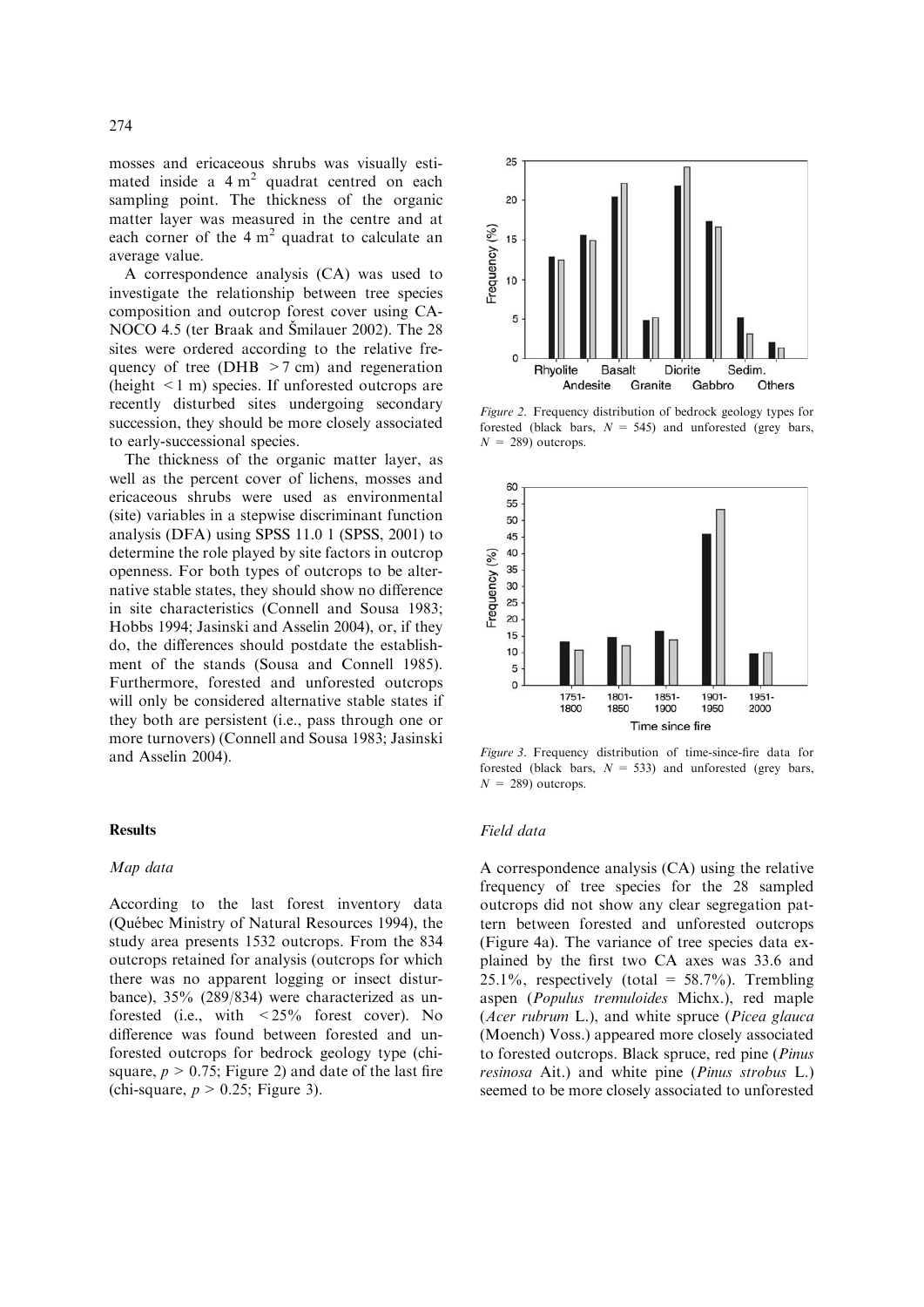mosses and ericaceous shrubs was visually estimated inside a 4 $m^2$ quadrat centred on each sampling point. The thickness of the organic matter layer was measured in the centre and at each corner of the 4 $m^2$ quadrat to calculate an average value.

A correspondence analysis (CA) was used to investigate the relationship between tree species composition and outcrop forest cover using CANOCO 4.5 (ter Braak and Šmilauer 2002). The 28 sites were ordered according to the relative frequency of tree (DHB $> 7$ cm) and regeneration (height $< 1$ m) species. If unforested outcrops are recently disturbed sites undergoing secondary succession, they should be more closely associated to early-successional species.

The thickness of the organic matter layer, as well as the percent cover of lichens, mosses and ericaceous shrubs were used as environmental (site) variables in a stepwise discriminant function analysis (DFA) using SPSS 11.0 1 (SPSS, 2001) to determine the role played by site factors in outcrop openness. For both types of outcrops to be alternative stable states, they should show no difference in site characteristics (Connell and Sousa 1983; Hobbs 1994; Jasinski and Asselin 2004), or, if they do, the differences should postdate the establishment of the stands (Sousa and Connell 1985). Furthermore, forested and unforested outcrops will only be considered alternative stable states if they both are persistent (i.e., pass through one or more turnovers) (Connell and Sousa 1983; Jasinski and Asselin 2004).

## Results

### Map data

According to the last forest inventory data (Québec Ministry of Natural Resources 1994), the study area presents 1532 outcrops. From the 834 outcrops retained for analysis (outcrops for which there was no apparent logging or insect disturbance), 35% (289/834) were characterized as unforested (i.e., with $< 25\%$ forest cover). No difference was found between forested and unforested outcrops for bedrock geology type (chi-square, $p > 0.75$; Figure 2) and date of the last fire (chi-square, $p > 0.25$; Figure 3).

*Figure 2.* Frequency distribution of bedrock geology types for forested (black bars, $N = 545$) and unforested (grey bars, $N = 289$) outcrops.

*Figure 3.* Frequency distribution of time-since-fire data for forested (black bars, $N = 533$) and unforested (grey bars, $N = 289$) outcrops.

### Field data

A correspondence analysis (CA) using the relative frequency of tree species for the 28 sampled outcrops did not show any clear segregation pattern between forested and unforested outcrops (Figure 4a). The variance of tree species data explained by the first two CA axes was 33.6 and 25.1%, respectively (total = 58.7%). Trembling aspen (*Populus tremuloides* Michx.), red maple (*Acer rubrum* L.), and white spruce (*Picea glauca* (Moench) Voss.) appeared more closely associated to forested outcrops. Black spruce, red pine (*Pinus resinosa* Ait.) and white pine (*Pinus strobus* L.) seemed to be more closely associated to unforested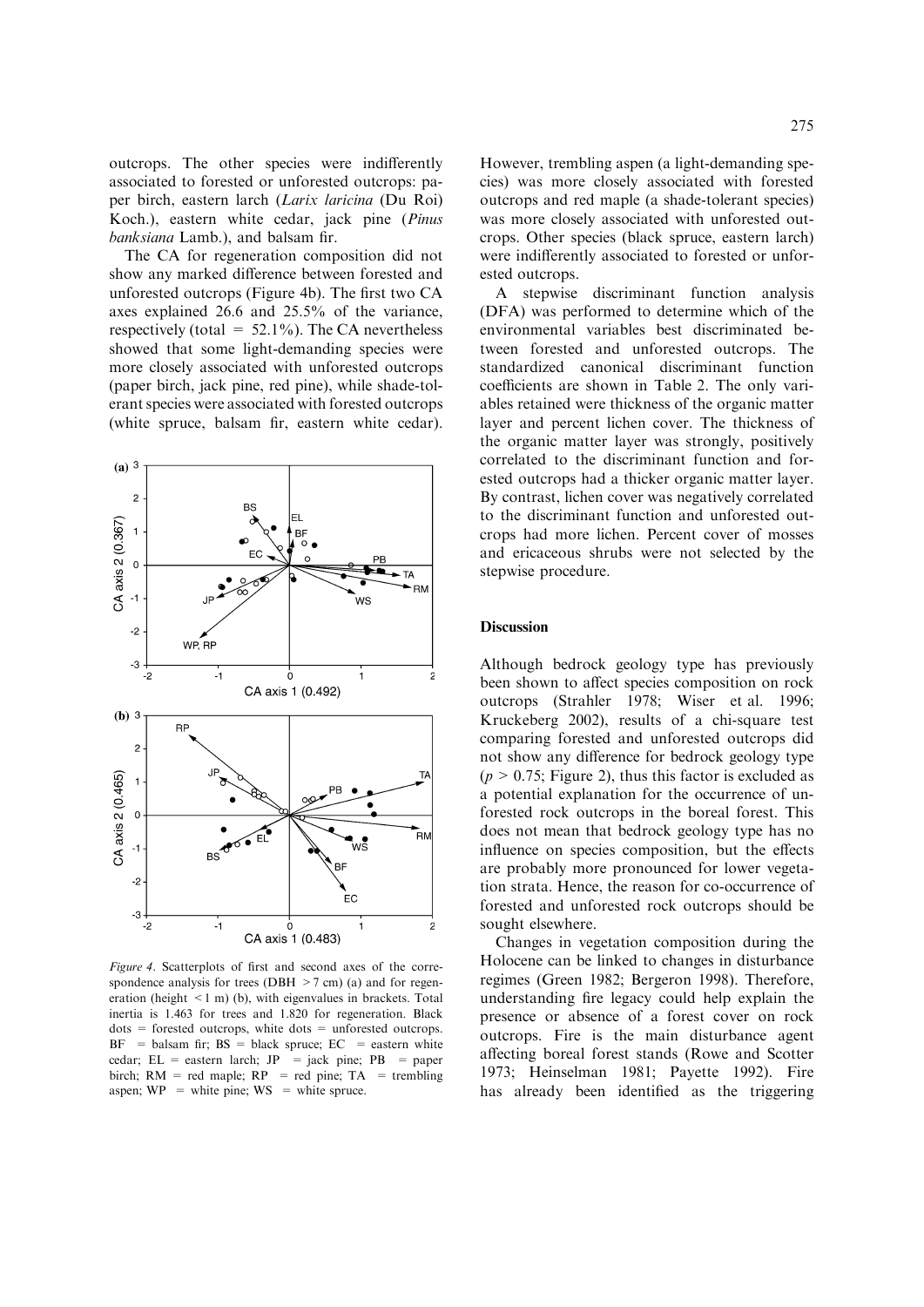outcrops. The other species were indifferently associated to forested or unforested outcrops: paper birch, eastern larch (*Larix laricina* (Du Roi) Koch.), eastern white cedar, jack pine (*Pinus banksiana* Lamb.), and balsam fir.

The CA for regeneration composition did not show any marked difference between forested and unforested outcrops (Figure 4b). The first two CA axes explained 26.6 and 25.5% of the variance, respectively (total = 52.1%). The CA nevertheless showed that some light-demanding species were more closely associated with unforested outcrops (paper birch, jack pine, red pine), while shade-tolerant species were associated with forested outcrops (white spruce, balsam fir, eastern white cedar).

*Figure 4*. Scatterplots of first and second axes of the correspondence analysis for trees (DBH $> 7$ cm) (a) and for regeneration (height $< 1$ m) (b), with eigenvalues in brackets. Total inertia is 1.463 for trees and 1.820 for regeneration. Black dots = forested outcrops, white dots = unforested outcrops. BF = balsam fir; BS = black spruce; EC = eastern white cedar; EL = eastern larch; JP = jack pine; PB = paper birch; RM = red maple; RP = red pine; TA = trembling aspen; WP = white pine; WS = white spruce.

However, trembling aspen (a light-demanding species) was more closely associated with forested outcrops and red maple (a shade-tolerant species) was more closely associated with unforested outcrops. Other species (black spruce, eastern larch) were indifferently associated to forested or unforested outcrops.

A stepwise discriminant function analysis (DFA) was performed to determine which of the environmental variables best discriminated between forested and unforested outcrops. The standardized canonical discriminant function coefficients are shown in Table 2. The only variables retained were thickness of the organic matter layer and percent lichen cover. The thickness of the organic matter layer was strongly, positively correlated to the discriminant function and forested outcrops had a thicker organic matter layer. By contrast, lichen cover was negatively correlated to the discriminant function and unforested outcrops had more lichen. Percent cover of mosses and ericaceous shrubs were not selected by the stepwise procedure.

## Discussion

Although bedrock geology type has previously been shown to affect species composition on rock outcrops (Strahler 1978; Wiser et al. 1996; Kruckeberg 2002), results of a chi-square test comparing forested and unforested outcrops did not show any difference for bedrock geology type ($p > 0.75$; Figure 2), thus this factor is excluded as a potential explanation for the occurrence of unforested rock outcrops in the boreal forest. This does not mean that bedrock geology type has no influence on species composition, but the effects are probably more pronounced for lower vegetation strata. Hence, the reason for co-occurrence of forested and unforested rock outcrops should be sought elsewhere.

Changes in vegetation composition during the Holocene can be linked to changes in disturbance regimes (Green 1982; Bergeron 1998). Therefore, understanding fire legacy could help explain the presence or absence of a forest cover on rock outcrops. Fire is the main disturbance agent affecting boreal forest stands (Rowe and Scotter 1973; Heinselman 1981; Payette 1992). Fire has already been identified as the triggering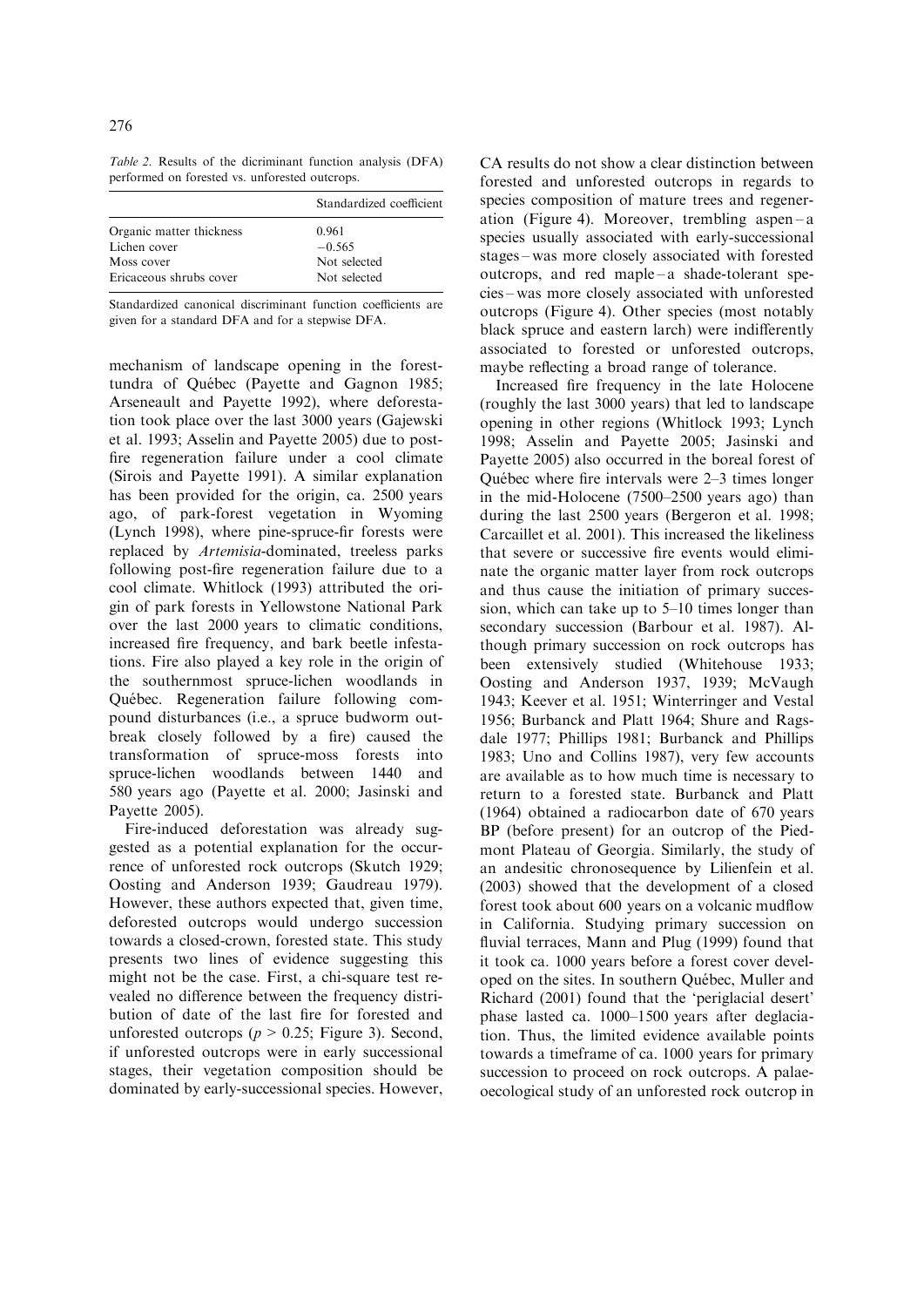*Table 2*. Results of the dicriminant function analysis (DFA) performed on forested vs. unforested outcrops.

| | Standardized coefficient |
|---|---|
| Organic matter thickness | 0.961 |
| Lichen cover | −0.565 |
| Moss cover | Not selected |
| Ericaceous shrubs cover | Not selected |

Standardized canonical discriminant function coefficients are given for a standard DFA and for a stepwise DFA.

mechanism of landscape opening in the forest-tundra of Québec (Payette and Gagnon 1985; Arseneault and Payette 1992), where deforestation took place over the last 3000 years (Gajewski et al. 1993; Asselin and Payette 2005) due to post-fire regeneration failure under a cool climate (Sirois and Payette 1991). A similar explanation has been provided for the origin, ca. 2500 years ago, of park-forest vegetation in Wyoming (Lynch 1998), where pine-spruce-fir forests were replaced by *Artemisia*-dominated, treeless parks following post-fire regeneration failure due to a cool climate. Whitlock (1993) attributed the origin of park forests in Yellowstone National Park over the last 2000 years to climatic conditions, increased fire frequency, and bark beetle infestations. Fire also played a key role in the origin of the southernmost spruce-lichen woodlands in Québec. Regeneration failure following compound disturbances (i.e., a spruce budworm outbreak closely followed by a fire) caused the transformation of spruce-moss forests into spruce-lichen woodlands between 1440 and 580 years ago (Payette et al. 2000; Jasinski and Payette 2005).

Fire-induced deforestation was already suggested as a potential explanation for the occurrence of unforested rock outcrops (Skutch 1929; Oosting and Anderson 1939; Gaudreau 1979). However, these authors expected that, given time, deforested outcrops would undergo succession towards a closed-crown, forested state. This study presents two lines of evidence suggesting this might not be the case. First, a chi-square test revealed no difference between the frequency distribution of date of the last fire for forested and unforested outcrops ($p > 0.25$; Figure 3). Second, if unforested outcrops were in early successional stages, their vegetation composition should be dominated by early-successional species. However, CA results do not show a clear distinction between forested and unforested outcrops in regards to species composition of mature trees and regeneration (Figure 4). Moreover, trembling aspen – a species usually associated with early-successional stages – was more closely associated with forested outcrops, and red maple – a shade-tolerant species – was more closely associated with unforested outcrops (Figure 4). Other species (most notably black spruce and eastern larch) were indifferently associated to forested or unforested outcrops, maybe reflecting a broad range of tolerance.

Increased fire frequency in the late Holocene (roughly the last 3000 years) that led to landscape opening in other regions (Whitlock 1993; Lynch 1998; Asselin and Payette 2005; Jasinski and Payette 2005) also occurred in the boreal forest of Québec where fire intervals were 2–3 times longer in the mid-Holocene (7500–2500 years ago) than during the last 2500 years (Bergeron et al. 1998; Carcaillet et al. 2001). This increased the likeliness that severe or successive fire events would eliminate the organic matter layer from rock outcrops and thus cause the initiation of primary succession, which can take up to 5–10 times longer than secondary succession (Barbour et al. 1987). Although primary succession on rock outcrops has been extensively studied (Whitehouse 1933; Oosting and Anderson 1937, 1939; McVaugh 1943; Keever et al. 1951; Winterringer and Vestal 1956; Burbanck and Platt 1964; Shure and Ragsdale 1977; Phillips 1981; Burbanck and Phillips 1983; Uno and Collins 1987), very few accounts are available as to how much time is necessary to return to a forested state. Burbanck and Platt (1964) obtained a radiocarbon date of 670 years BP (before present) for an outcrop of the Piedmont Plateau of Georgia. Similarly, the study of an andesitic chronosequence by Lilienfein et al. (2003) showed that the development of a closed forest took about 600 years on a volcanic mudflow in California. Studying primary succession on fluvial terraces, Mann and Plug (1999) found that it took ca. 1000 years before a forest cover developed on the sites. In southern Québec, Muller and Richard (2001) found that the 'periglacial desert' phase lasted ca. 1000–1500 years after deglaciation. Thus, the limited evidence available points towards a timeframe of ca. 1000 years for primary succession to proceed on rock outcrops. A palaeoecological study of an unforested rock outcrop in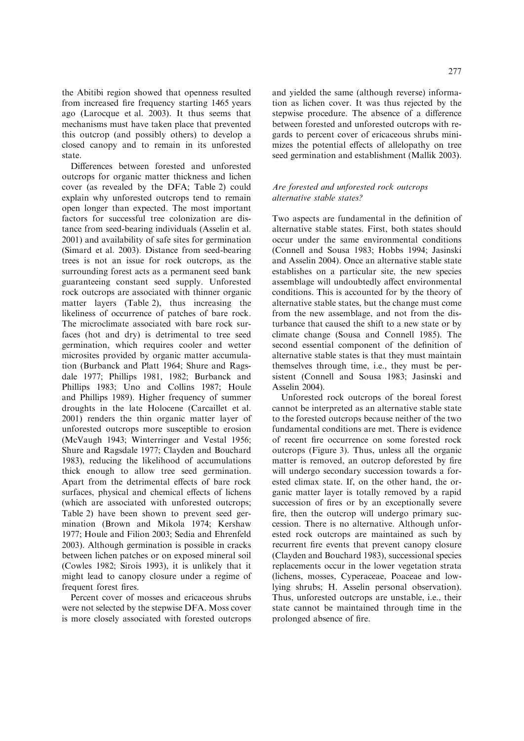the Abitibi region showed that openness resulted from increased fire frequency starting 1465 years ago (Larocque et al. 2003). It thus seems that mechanisms must have taken place that prevented this outcrop (and possibly others) to develop a closed canopy and to remain in its unforested state.

Differences between forested and unforested outcrops for organic matter thickness and lichen cover (as revealed by the DFA; Table 2) could explain why unforested outcrops tend to remain open longer than expected. The most important factors for successful tree colonization are distance from seed-bearing individuals (Asselin et al. 2001) and availability of safe sites for germination (Simard et al. 2003). Distance from seed-bearing trees is not an issue for rock outcrops, as the surrounding forest acts as a permanent seed bank guaranteeing constant seed supply. Unforested rock outcrops are associated with thinner organic matter layers (Table 2), thus increasing the likeliness of occurrence of patches of bare rock. The microclimate associated with bare rock surfaces (hot and dry) is detrimental to tree seed germination, which requires cooler and wetter microsites provided by organic matter accumulation (Burbanck and Platt 1964; Shure and Ragsdale 1977; Phillips 1981, 1982; Burbanck and Phillips 1983; Uno and Collins 1987; Houle and Phillips 1989). Higher frequency of summer droughts in the late Holocene (Carcaillet et al. 2001) renders the thin organic matter layer of unforested outcrops more susceptible to erosion (McVaugh 1943; Winterringer and Vestal 1956; Shure and Ragsdale 1977; Clayden and Bouchard 1983), reducing the likelihood of accumulations thick enough to allow tree seed germination. Apart from the detrimental effects of bare rock surfaces, physical and chemical effects of lichens (which are associated with unforested outcrops; Table 2) have been shown to prevent seed germination (Brown and Mikola 1974; Kershaw 1977; Houle and Filion 2003; Sedia and Ehrenfeld 2003). Although germination is possible in cracks between lichen patches or on exposed mineral soil (Cowles 1982; Sirois 1993), it is unlikely that it might lead to canopy closure under a regime of frequent forest fires.

Percent cover of mosses and ericaceous shrubs were not selected by the stepwise DFA. Moss cover is more closely associated with forested outcrops and yielded the same (although reverse) information as lichen cover. It was thus rejected by the stepwise procedure. The absence of a difference between forested and unforested outcrops with regards to percent cover of ericaceous shrubs minimizes the potential effects of allelopathy on tree seed germination and establishment (Mallik 2003).

### *Are forested and unforested rock outcrops alternative stable states?*

Two aspects are fundamental in the definition of alternative stable states. First, both states should occur under the same environmental conditions (Connell and Sousa 1983; Hobbs 1994; Jasinski and Asselin 2004). Once an alternative stable state establishes on a particular site, the new species assemblage will undoubtedly affect environmental conditions. This is accounted for by the theory of alternative stable states, but the change must come from the new assemblage, and not from the disturbance that caused the shift to a new state or by climate change (Sousa and Connell 1985). The second essential component of the definition of alternative stable states is that they must maintain themselves through time, i.e., they must be persistent (Connell and Sousa 1983; Jasinski and Asselin 2004).

Unforested rock outcrops of the boreal forest cannot be interpreted as an alternative stable state to the forested outcrops because neither of the two fundamental conditions are met. There is evidence of recent fire occurrence on some forested rock outcrops (Figure 3). Thus, unless all the organic matter is removed, an outcrop deforested by fire will undergo secondary succession towards a forested climax state. If, on the other hand, the organic matter layer is totally removed by a rapid succession of fires or by an exceptionally severe fire, then the outcrop will undergo primary succession. There is no alternative. Although unforested rock outcrops are maintained as such by recurrent fire events that prevent canopy closure (Clayden and Bouchard 1983), successional species replacements occur in the lower vegetation strata (lichens, mosses, Cyperaceae, Poaceae and low-lying shrubs; H. Asselin personal observation). Thus, unforested outcrops are unstable, i.e., their state cannot be maintained through time in the prolonged absence of fire.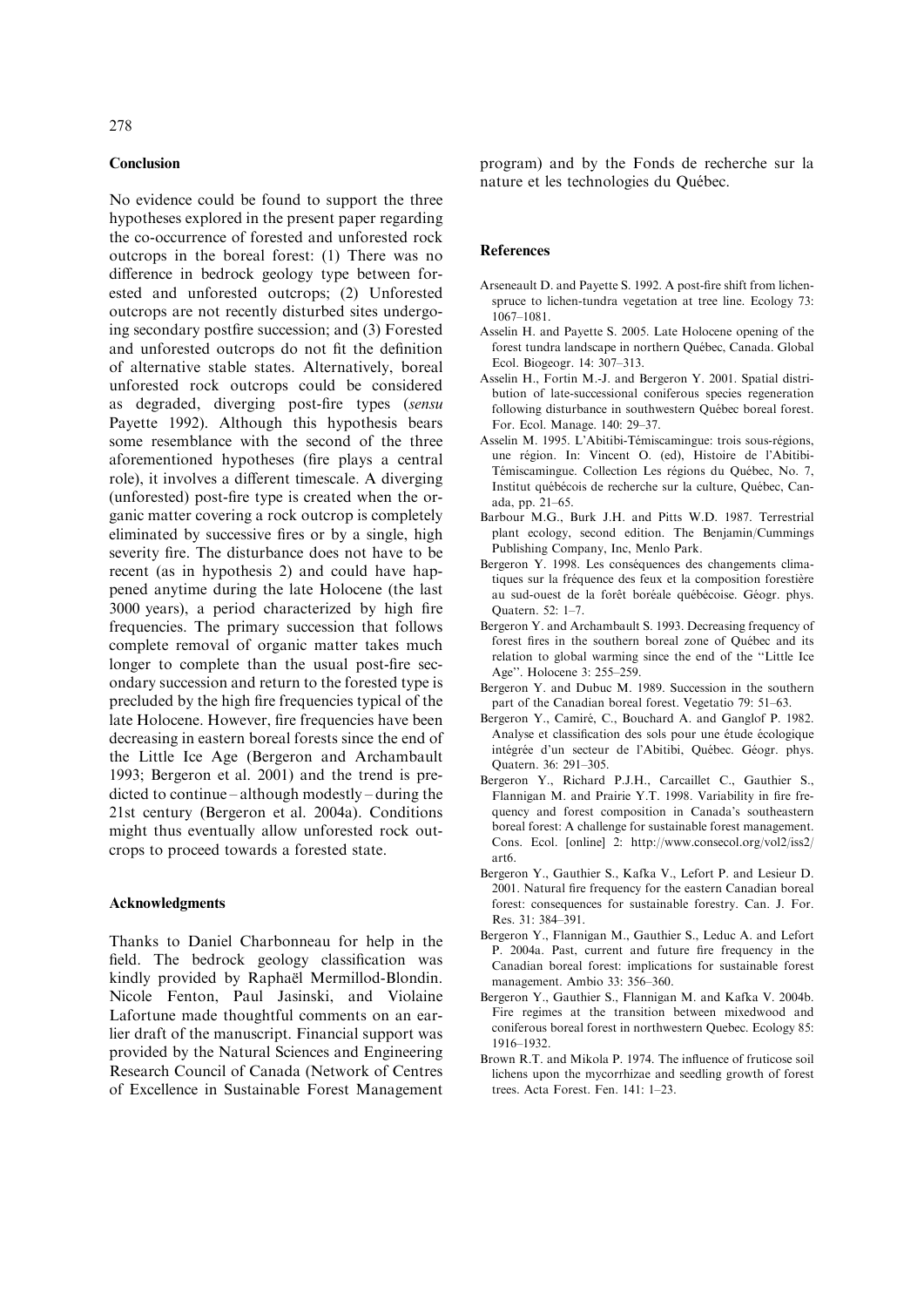## Conclusion

No evidence could be found to support the three hypotheses explored in the present paper regarding the co-occurrence of forested and unforested rock outcrops in the boreal forest: (1) There was no difference in bedrock geology type between forested and unforested outcrops; (2) Unforested outcrops are not recently disturbed sites undergoing secondary postfire succession; and (3) Forested and unforested outcrops do not fit the definition of alternative stable states. Alternatively, boreal unforested rock outcrops could be considered as degraded, diverging post-fire types (*sensu* Payette 1992). Although this hypothesis bears some resemblance with the second of the three aforementioned hypotheses (fire plays a central role), it involves a different timescale. A diverging (unforested) post-fire type is created when the organic matter covering a rock outcrop is completely eliminated by successive fires or by a single, high severity fire. The disturbance does not have to be recent (as in hypothesis 2) and could have happened anytime during the late Holocene (the last 3000 years), a period characterized by high fire frequencies. The primary succession that follows complete removal of organic matter takes much longer to complete than the usual post-fire secondary succession and return to the forested type is precluded by the high fire frequencies typical of the late Holocene. However, fire frequencies have been decreasing in eastern boreal forests since the end of the Little Ice Age (Bergeron and Archambault 1993; Bergeron et al. 2001) and the trend is predicted to continue – although modestly – during the 21st century (Bergeron et al. 2004a). Conditions might thus eventually allow unforested rock outcrops to proceed towards a forested state.

## Acknowledgments

Thanks to Daniel Charbonneau for help in the field. The bedrock geology classification was kindly provided by Raphaël Mermillod-Blondin. Nicole Fenton, Paul Jasinski, and Violaine Lafortune made thoughtful comments on an earlier draft of the manuscript. Financial support was provided by the Natural Sciences and Engineering Research Council of Canada (Network of Centres of Excellence in Sustainable Forest Management program) and by the Fonds de recherche sur la nature et les technologies du Québec.

## References

Arseneault D. and Payette S. 1992. A post-fire shift from lichen-spruce to lichen-tundra vegetation at tree line. Ecology 73: 1067–1081.

Asselin H. and Payette S. 2005. Late Holocene opening of the forest tundra landscape in northern Québec, Canada. Global Ecol. Biogeogr. 14: 307–313.

Asselin H., Fortin M.-J. and Bergeron Y. 2001. Spatial distribution of late-successional coniferous species regeneration following disturbance in southwestern Québec boreal forest. For. Ecol. Manage. 140: 29–37.

Asselin M. 1995. L'Abitibi-Témiscamingue: trois sous-régions, une région. In: Vincent O. (ed), Histoire de l'Abitibi-Témiscamingue. Collection Les régions du Québec, No. 7, Institut québécois de recherche sur la culture, Québec, Canada, pp. 21–65.

Barbour M.G., Burk J.H. and Pitts W.D. 1987. Terrestrial plant ecology, second edition. The Benjamin/Cummings Publishing Company, Inc, Menlo Park.

Bergeron Y. 1998. Les conséquences des changements climatiques sur la fréquence des feux et la composition forestière au sud-ouest de la forêt boréale québécoise. Géogr. phys. Quatern. 52: 1–7.

Bergeron Y. and Archambault S. 1993. Decreasing frequency of forest fires in the southern boreal zone of Québec and its relation to global warming since the end of the ''Little Ice Age''. Holocene 3: 255–259.

Bergeron Y. and Dubuc M. 1989. Succession in the southern part of the Canadian boreal forest. Vegetatio 79: 51–63.

Bergeron Y., Camiré, C., Bouchard A. and Ganglof P. 1982. Analyse et classification des sols pour une étude écologique intégrée d'un secteur de l'Abitibi, Québec. Géogr. phys. Quatern. 36: 291–305.

Bergeron Y., Richard P.J.H., Carcaillet C., Gauthier S., Flannigan M. and Prairie Y.T. 1998. Variability in fire frequency and forest composition in Canada's southeastern boreal forest: A challenge for sustainable forest management. Cons. Ecol. [online] 2: http://www.consecol.org/vol2/iss2/art6.

Bergeron Y., Gauthier S., Kafka V., Lefort P. and Lesieur D. 2001. Natural fire frequency for the eastern Canadian boreal forest: consequences for sustainable forestry. Can. J. For. Res. 31: 384–391.

Bergeron Y., Flannigan M., Gauthier S., Leduc A. and Lefort P. 2004a. Past, current and future fire frequency in the Canadian boreal forest: implications for sustainable forest management. Ambio 33: 356–360.

Bergeron Y., Gauthier S., Flannigan M. and Kafka V. 2004b. Fire regimes at the transition between mixedwood and coniferous boreal forest in northwestern Quebec. Ecology 85: 1916–1932.

Brown R.T. and Mikola P. 1974. The influence of fruticose soil lichens upon the mycorrhizae and seedling growth of forest trees. Acta Forest. Fen. 141: 1–23.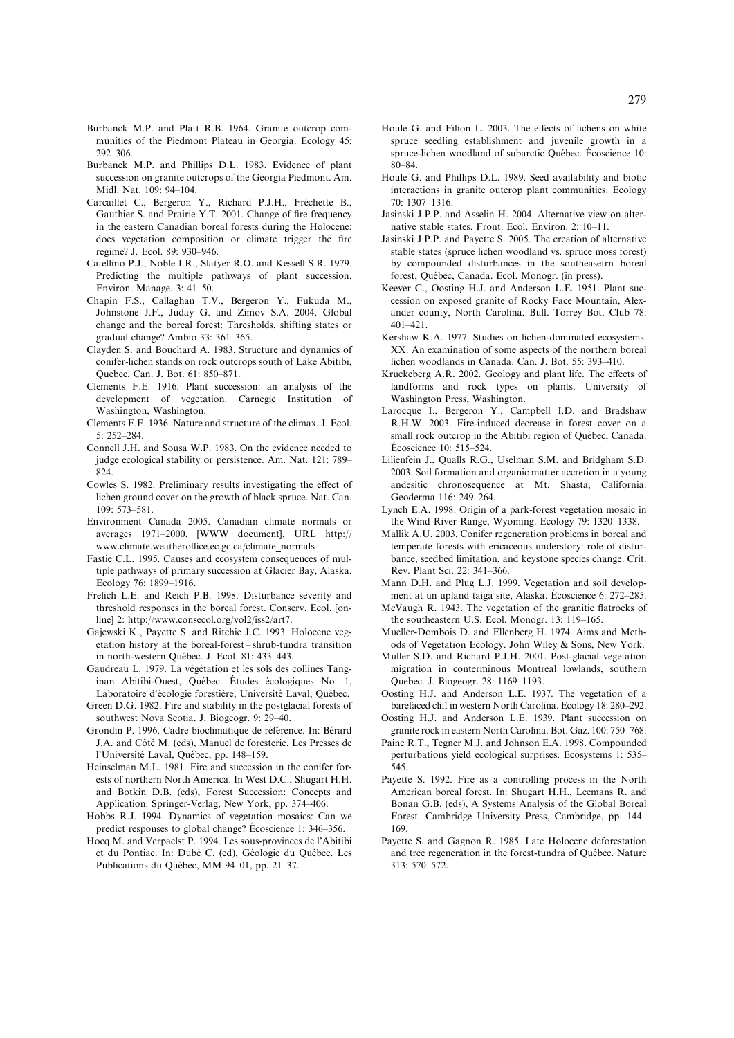Burbanck M.P. and Platt R.B. 1964. Granite outcrop communities of the Piedmont Plateau in Georgia. Ecology 45: 292–306.

Burbanck M.P. and Phillips D.L. 1983. Evidence of plant succession on granite outcrops of the Georgia Piedmont. Am. Midl. Nat. 109: 94–104.

Carcaillet C., Bergeron Y., Richard P.J.H., Fréchette B., Gauthier S. and Prairie Y.T. 2001. Change of fire frequency in the eastern Canadian boreal forests during the Holocene: does vegetation composition or climate trigger the fire regime? J. Ecol. 89: 930–946.

Catellino P.J., Noble I.R., Slatyer R.O. and Kessell S.R. 1979. Predicting the multiple pathways of plant succession. Environ. Manage. 3: 41–50.

Chapin F.S., Callaghan T.V., Bergeron Y., Fukuda M., Johnstone J.F., Juday G. and Zimov S.A. 2004. Global change and the boreal forest: Thresholds, shifting states or gradual change? Ambio 33: 361–365.

Clayden S. and Bouchard A. 1983. Structure and dynamics of conifer-lichen stands on rock outcrops south of Lake Abitibi, Quebec. Can. J. Bot. 61: 850–871.

Clements F.E. 1916. Plant succession: an analysis of the development of vegetation. Carnegie Institution of Washington, Washington.

Clements F.E. 1936. Nature and structure of the climax. J. Ecol. 5: 252–284.

Connell J.H. and Sousa W.P. 1983. On the evidence needed to judge ecological stability or persistence. Am. Nat. 121: 789–824.

Cowles S. 1982. Preliminary results investigating the effect of lichen ground cover on the growth of black spruce. Nat. Can. 109: 573–581.

Environment Canada 2005. Canadian climate normals or averages 1971–2000. [WWW document]. URL http://www.climate.weatheroffice.ec.gc.ca/climate_normals

Fastie C.L. 1995. Causes and ecosystem consequences of multiple pathways of primary succession at Glacier Bay, Alaska. Ecology 76: 1899–1916.

Frelich L.E. and Reich P.B. 1998. Disturbance severity and threshold responses in the boreal forest. Conserv. Ecol. [online] 2: http://www.consecol.org/vol2/iss2/art7.

Gajewski K., Payette S. and Ritchie J.C. 1993. Holocene vegetation history at the boreal-forest – shrub-tundra transition in north-western Québec. J. Ecol. 81: 433–443.

Gaudreau L. 1979. La végétation et les sols des collines Tanginan Abitibi-Ouest, Québec. Études écologiques No. 1, Laboratoire d'écologie forestière, Université Laval, Québec.

Green D.G. 1982. Fire and stability in the postglacial forests of southwest Nova Scotia. J. Biogeogr. 9: 29–40.

Grondin P. 1996. Cadre bioclimatique de référence. In: Bérard J.A. and Côté M. (eds), Manuel de foresterie. Les Presses de l'Université Laval, Québec, pp. 148–159.

Heinselman M.L. 1981. Fire and succession in the conifer forests of northern North America. In West D.C., Shugart H.H. and Botkin D.B. (eds), Forest Succession: Concepts and Application. Springer-Verlag, New York, pp. 374–406.

Hobbs R.J. 1994. Dynamics of vegetation mosaics: Can we predict responses to global change? Écoscience 1: 346–356.

Hocq M. and Verpaelst P. 1994. Les sous-provinces de l'Abitibi et du Pontiac. In: Dubé C. (ed), Géologie du Québec. Les Publications du Québec, MM 94–01, pp. 21–37.

Houle G. and Filion L. 2003. The effects of lichens on white spruce seedling establishment and juvenile growth in a spruce-lichen woodland of subarctic Québec. Écoscience 10: 80–84.

Houle G. and Phillips D.L. 1989. Seed availability and biotic interactions in granite outcrop plant communities. Ecology 70: 1307–1316.

Jasinski J.P.P. and Asselin H. 2004. Alternative view on alternative stable states. Front. Ecol. Environ. 2: 10–11.

Jasinski J.P.P. and Payette S. 2005. The creation of alternative stable states (spruce lichen woodland vs. spruce moss forest) by compounded disturbances in the southeasetrn boreal forest, Québec, Canada. Ecol. Monogr. (in press).

Keever C., Oosting H.J. and Anderson L.E. 1951. Plant succession on exposed granite of Rocky Face Mountain, Alexander county, North Carolina. Bull. Torrey Bot. Club 78: 401–421.

Kershaw K.A. 1977. Studies on lichen-dominated ecosystems. XX. An examination of some aspects of the northern boreal lichen woodlands in Canada. Can. J. Bot. 55: 393–410.

Kruckeberg A.R. 2002. Geology and plant life. The effects of landforms and rock types on plants. University of Washington Press, Washington.

Larocque I., Bergeron Y., Campbell I.D. and Bradshaw R.H.W. 2003. Fire-induced decrease in forest cover on a small rock outcrop in the Abitibi region of Québec, Canada. Écoscience 10: 515–524.

Lilienfein J., Qualls R.G., Uselman S.M. and Bridgham S.D. 2003. Soil formation and organic matter accretion in a young andesitic chronosequence at Mt. Shasta, California. Geoderma 116: 249–264.

Lynch E.A. 1998. Origin of a park-forest vegetation mosaic in the Wind River Range, Wyoming. Ecology 79: 1320–1338.

Mallik A.U. 2003. Conifer regeneration problems in boreal and temperate forests with ericaceous understory: role of disturbance, seedbed limitation, and keystone species change. Crit. Rev. Plant Sci. 22: 341–366.

Mann D.H. and Plug L.J. 1999. Vegetation and soil development at un upland taiga site, Alaska. Écoscience 6: 272–285.

McVaugh R. 1943. The vegetation of the granitic flatrocks of the southeastern U.S. Ecol. Monogr. 13: 119–165.

Mueller-Dombois D. and Ellenberg H. 1974. Aims and Methods of Vegetation Ecology. John Wiley & Sons, New York.

Muller S.D. and Richard P.J.H. 2001. Post-glacial vegetation migration in conterminous Montreal lowlands, southern Quebec. J. Biogeogr. 28: 1169–1193.

Oosting H.J. and Anderson L.E. 1937. The vegetation of a barefaced cliff in western North Carolina. Ecology 18: 280–292.

Oosting H.J. and Anderson L.E. 1939. Plant succession on granite rock in eastern North Carolina. Bot. Gaz. 100: 750–768.

Paine R.T., Tegner M.J. and Johnson E.A. 1998. Compounded perturbations yield ecological surprises. Ecosystems 1: 535–545.

Payette S. 1992. Fire as a controlling process in the North American boreal forest. In: Shugart H.H., Leemans R. and Bonan G.B. (eds), A Systems Analysis of the Global Boreal Forest. Cambridge University Press, Cambridge, pp. 144–169.

Payette S. and Gagnon R. 1985. Late Holocene deforestation and tree regeneration in the forest-tundra of Québec. Nature 313: 570–572.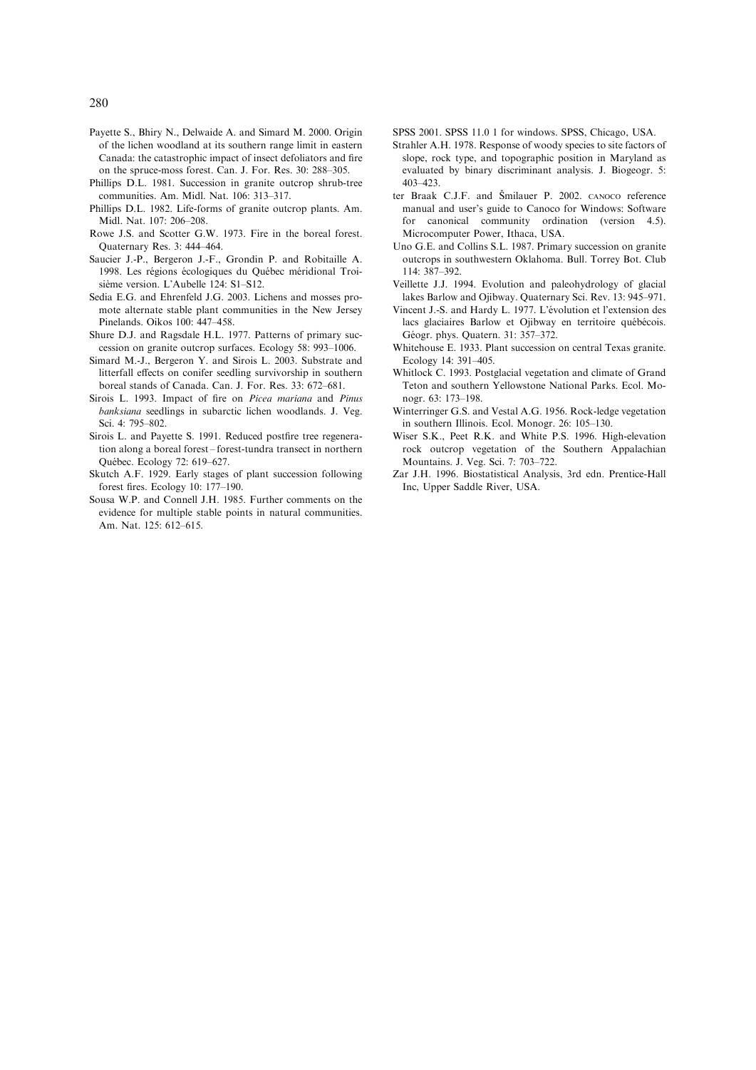Payette S., Bhiry N., Delwaide A. and Simard M. 2000. Origin of the lichen woodland at its southern range limit in eastern Canada: the catastrophic impact of insect defoliators and fire on the spruce-moss forest. Can. J. For. Res. 30: 288–305.

Phillips D.L. 1981. Succession in granite outcrop shrub-tree communities. Am. Midl. Nat. 106: 313–317.

Phillips D.L. 1982. Life-forms of granite outcrop plants. Am. Midl. Nat. 107: 206–208.

Rowe J.S. and Scotter G.W. 1973. Fire in the boreal forest. Quaternary Res. 3: 444–464.

Saucier J.-P., Bergeron J.-F., Grondin P. and Robitaille A. 1998. Les régions écologiques du Québec méridional Troisième version. L'Aubelle 124: S1–S12.

Sedia E.G. and Ehrenfeld J.G. 2003. Lichens and mosses promote alternate stable plant communities in the New Jersey Pinelands. Oikos 100: 447–458.

Shure D.J. and Ragsdale H.L. 1977. Patterns of primary succession on granite outcrop surfaces. Ecology 58: 993–1006.

Simard M.-J., Bergeron Y. and Sirois L. 2003. Substrate and litterfall effects on conifer seedling survivorship in southern boreal stands of Canada. Can. J. For. Res. 33: 672–681.

Sirois L. 1993. Impact of fire on *Picea mariana* and *Pinus banksiana* seedlings in subarctic lichen woodlands. J. Veg. Sci. 4: 795–802.

Sirois L. and Payette S. 1991. Reduced postfire tree regeneration along a boreal forest – forest-tundra transect in northern Québec. Ecology 72: 619–627.

Skutch A.F. 1929. Early stages of plant succession following forest fires. Ecology 10: 177–190.

Sousa W.P. and Connell J.H. 1985. Further comments on the evidence for multiple stable points in natural communities. Am. Nat. 125: 612–615.

SPSS 2001. SPSS 11.0 1 for windows. SPSS, Chicago, USA.

Strahler A.H. 1978. Response of woody species to site factors of slope, rock type, and topographic position in Maryland as evaluated by binary discriminant analysis. J. Biogeogr. 5: 403–423.

ter Braak C.J.F. and Šmilauer P. 2002. CANOCO reference manual and user's guide to Canoco for Windows: Software for canonical community ordination (version 4.5). Microcomputer Power, Ithaca, USA.

Uno G.E. and Collins S.L. 1987. Primary succession on granite outcrops in southwestern Oklahoma. Bull. Torrey Bot. Club 114: 387–392.

Veillette J.J. 1994. Evolution and paleohydrology of glacial lakes Barlow and Ojibway. Quaternary Sci. Rev. 13: 945–971.

Vincent J.-S. and Hardy L. 1977. L'évolution et l'extension des lacs glaciaires Barlow et Ojibway en territoire québécois. Géogr. phys. Quatern. 31: 357–372.

Whitehouse E. 1933. Plant succession on central Texas granite. Ecology 14: 391–405.

Whitlock C. 1993. Postglacial vegetation and climate of Grand Teton and southern Yellowstone National Parks. Ecol. Monogr. 63: 173–198.

Winterringer G.S. and Vestal A.G. 1956. Rock-ledge vegetation in southern Illinois. Ecol. Monogr. 26: 105–130.

Wiser S.K., Peet R.K. and White P.S. 1996. High-elevation rock outcrop vegetation of the Southern Appalachian Mountains. J. Veg. Sci. 7: 703–722.

Zar J.H. 1996. Biostatistical Analysis, 3rd edn. Prentice-Hall Inc, Upper Saddle River, USA.